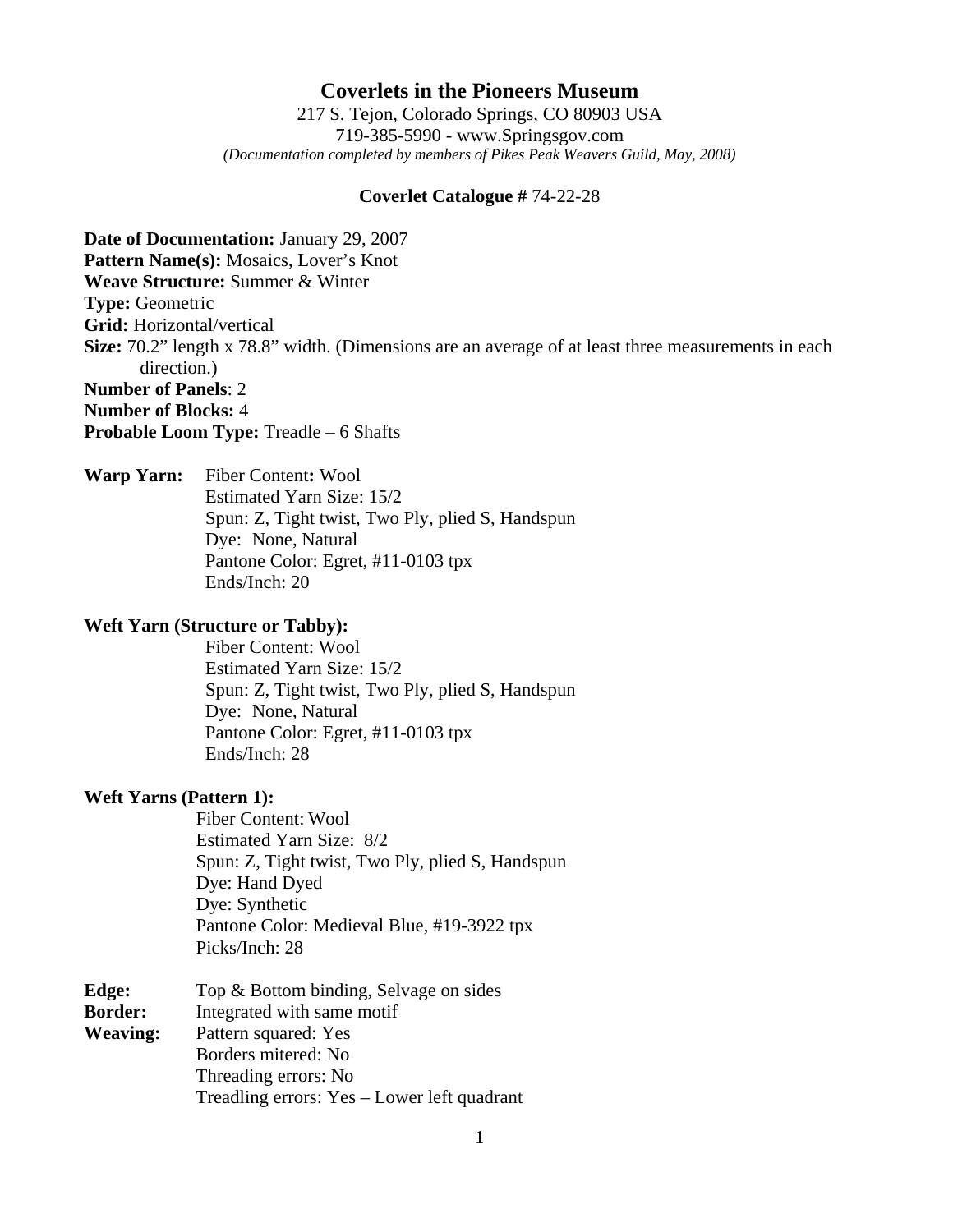# Coverlets in the Pioneers Museum

217 S. Tejon, Colorado Springs, CO 80903 USA
719-385-5990 - www.Springsgov.com
*(Documentation completed by members of Pikes Peak Weavers Guild, May, 2008)*

**Coverlet Catalogue #** 74-22-28

**Date of Documentation:** January 29, 2007
**Pattern Name(s):** Mosaics, Lover's Knot
**Weave Structure:** Summer & Winter
**Type:** Geometric
**Grid:** Horizontal/vertical
**Size:** 70.2" length x 78.8" width. (Dimensions are an average of at least three measurements in each direction.)
**Number of Panels**: 2
**Number of Blocks:** 4
**Probable Loom Type:** Treadle – 6 Shafts

**Warp Yarn:**
Fiber Content**:** Wool
Estimated Yarn Size: 15/2
Spun: Z, Tight twist, Two Ply, plied S, Handspun
Dye: None, Natural
Pantone Color: Egret, #11-0103 tpx
Ends/Inch: 20

**Weft Yarn (Structure or Tabby):**
Fiber Content: Wool
Estimated Yarn Size: 15/2
Spun: Z, Tight twist, Two Ply, plied S, Handspun
Dye: None, Natural
Pantone Color: Egret, #11-0103 tpx
Ends/Inch: 28

**Weft Yarns (Pattern 1):**
Fiber Content: Wool
Estimated Yarn Size: 8/2
Spun: Z, Tight twist, Two Ply, plied S, Handspun
Dye: Hand Dyed
Dye: Synthetic
Pantone Color: Medieval Blue, #19-3922 tpx
Picks/Inch: 28

**Edge:** Top & Bottom binding, Selvage on sides
**Border:** Integrated with same motif
**Weaving:** Pattern squared: Yes
Borders mitered: No
Threading errors: No
Treadling errors: Yes – Lower left quadrant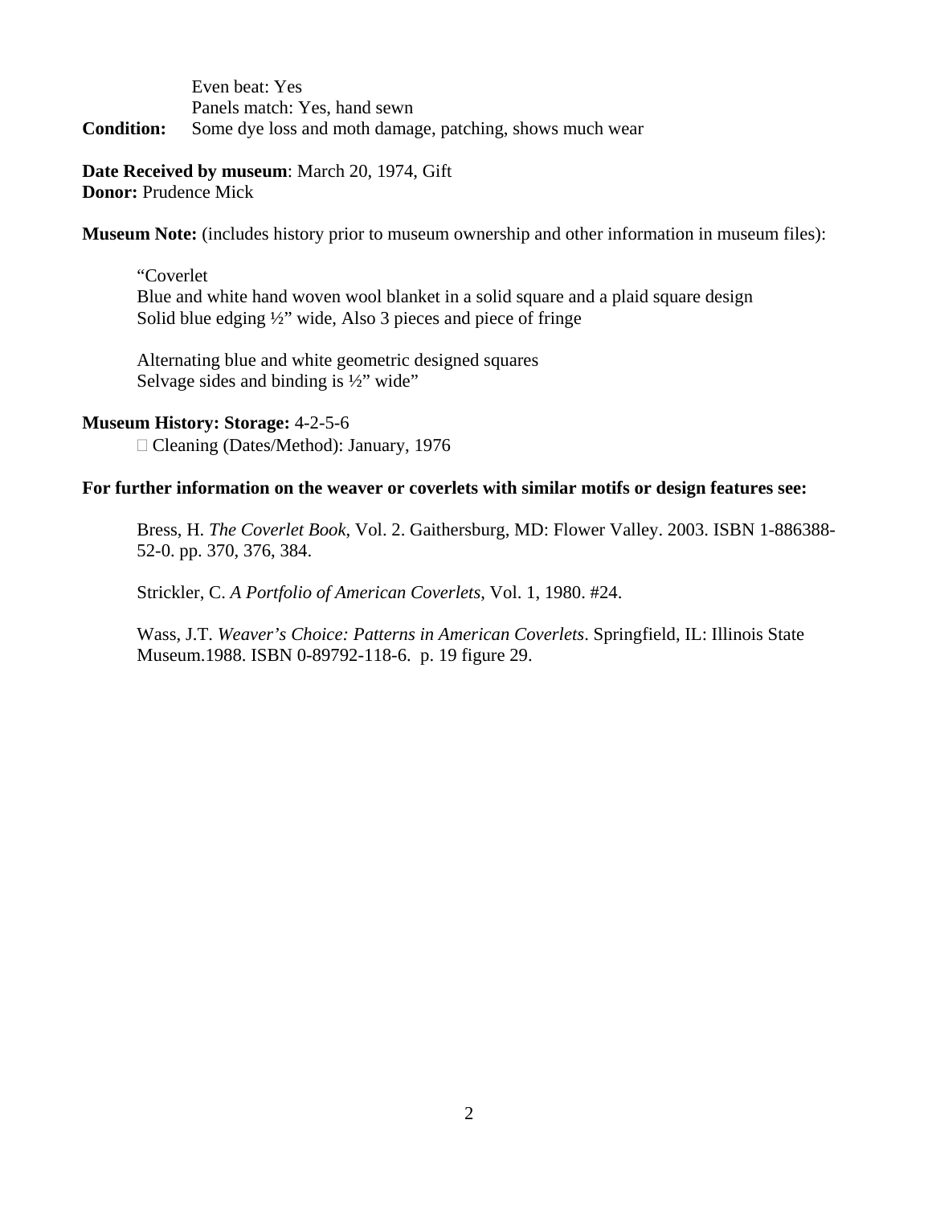Even beat: Yes
Panels match: Yes, hand sewn

**Condition:** Some dye loss and moth damage, patching, shows much wear

**Date Received by museum**: March 20, 1974, Gift
**Donor:** Prudence Mick

**Museum Note:** (includes history prior to museum ownership and other information in museum files):

> "Coverlet
> Blue and white hand woven wool blanket in a solid square and a plaid square design
> Solid blue edging ½" wide, Also 3 pieces and piece of fringe
>
> Alternating blue and white geometric designed squares
> Selvage sides and binding is ½" wide"

**Museum History: Storage:** 4-2-5-6
- Cleaning (Dates/Method): January, 1976

**For further information on the weaver or coverlets with similar motifs or design features see:**

Bress, H. *The Coverlet Book*, Vol. 2. Gaithersburg, MD: Flower Valley. 2003. ISBN 1-886388-52-0. pp. 370, 376, 384.

Strickler, C. *A Portfolio of American Coverlets*, Vol. 1, 1980. #24.

Wass, J.T. *Weaver's Choice: Patterns in American Coverlets*. Springfield, IL: Illinois State Museum.1988. ISBN 0-89792-118-6. p. 19 figure 29.